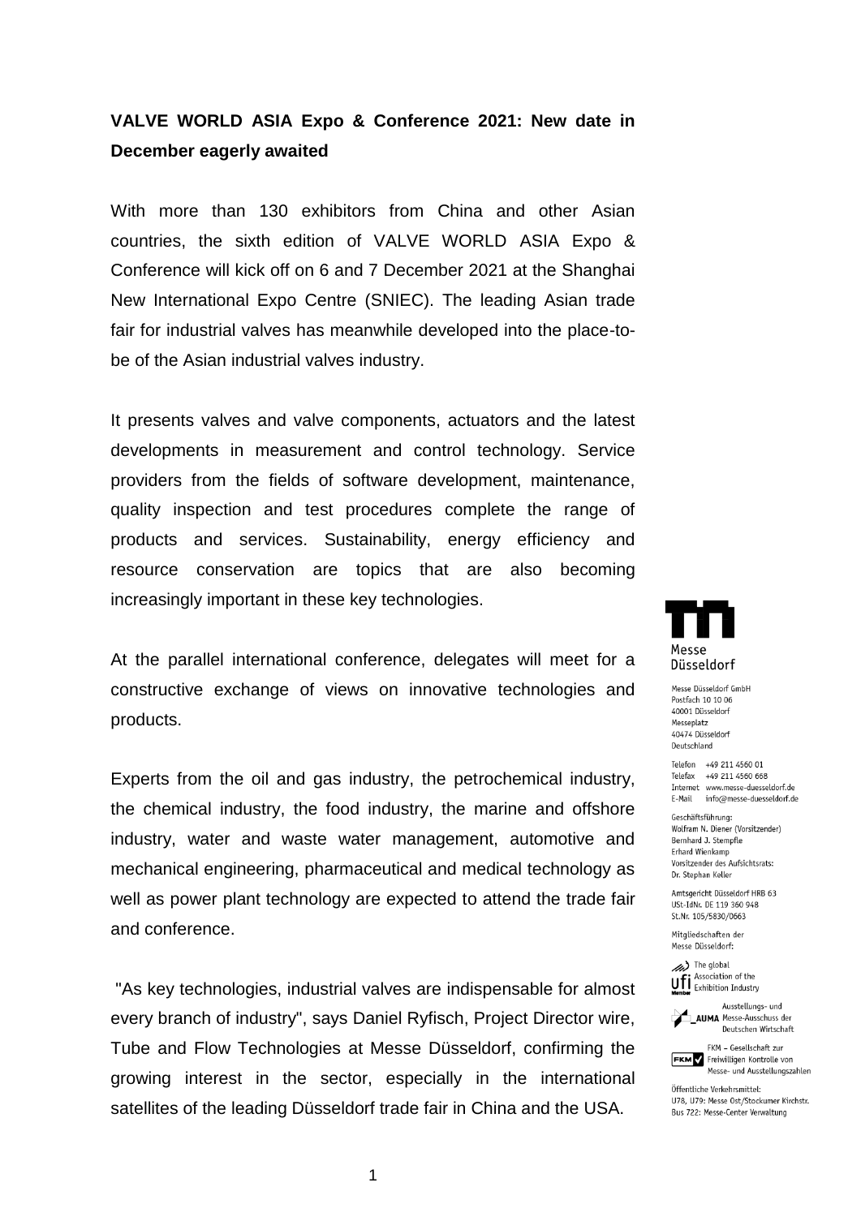**VALVE WORLD ASIA Expo & Conference 2021: New date in December eagerly awaited**

With more than 130 exhibitors from China and other Asian countries, the sixth edition of VALVE WORLD ASIA Expo & Conference will kick off on 6 and 7 December 2021 at the Shanghai New International Expo Centre (SNIEC). The leading Asian trade fair for industrial valves has meanwhile developed into the place-to-be of the Asian industrial valves industry.

It presents valves and valve components, actuators and the latest developments in measurement and control technology. Service providers from the fields of software development, maintenance, quality inspection and test procedures complete the range of products and services. Sustainability, energy efficiency and resource conservation are topics that are also becoming increasingly important in these key technologies.

At the parallel international conference, delegates will meet for a constructive exchange of views on innovative technologies and products.

Experts from the oil and gas industry, the petrochemical industry, the chemical industry, the food industry, the marine and offshore industry, water and waste water management, automotive and mechanical engineering, pharmaceutical and medical technology as well as power plant technology are expected to attend the trade fair and conference.

"As key technologies, industrial valves are indispensable for almost every branch of industry", says Daniel Ryfisch, Project Director wire, Tube and Flow Technologies at Messe Düsseldorf, confirming the growing interest in the sector, especially in the international satellites of the leading Düsseldorf trade fair in China and the USA.

Messe Düsseldorf

Messe Düsseldorf GmbH
Postfach 10 10 06
40001 Düsseldorf
Messeplatz
40474 Düsseldorf
Deutschland

Telefon +49 211 4560 01
Telefax +49 211 4560 668
Internet www.messe-duesseldorf.de
E-Mail info@messe-duesseldorf.de

Geschäftsführung:
Wolfram N. Diener (Vorsitzender)
Bernhard J. Stempfle
Erhard Wienkamp
Vorsitzender des Aufsichtsrats:
Dr. Stephan Keller

Amtsgericht Düsseldorf HRB 63
USt-IdNr. DE 119 360 948
St.Nr. 105/5830/0663

Mitgliedschaften der
Messe Düsseldorf:

The global Association of the Exhibition Industry

AUMA Ausstellungs- und Messe-Ausschuss der Deutschen Wirtschaft

FKM – Gesellschaft zur Freiwilligen Kontrolle von Messe- und Ausstellungszahlen

Öffentliche Verkehrsmittel:
U78, U79: Messe Ost/Stockumer Kirchstr.
Bus 722: Messe-Center Verwaltung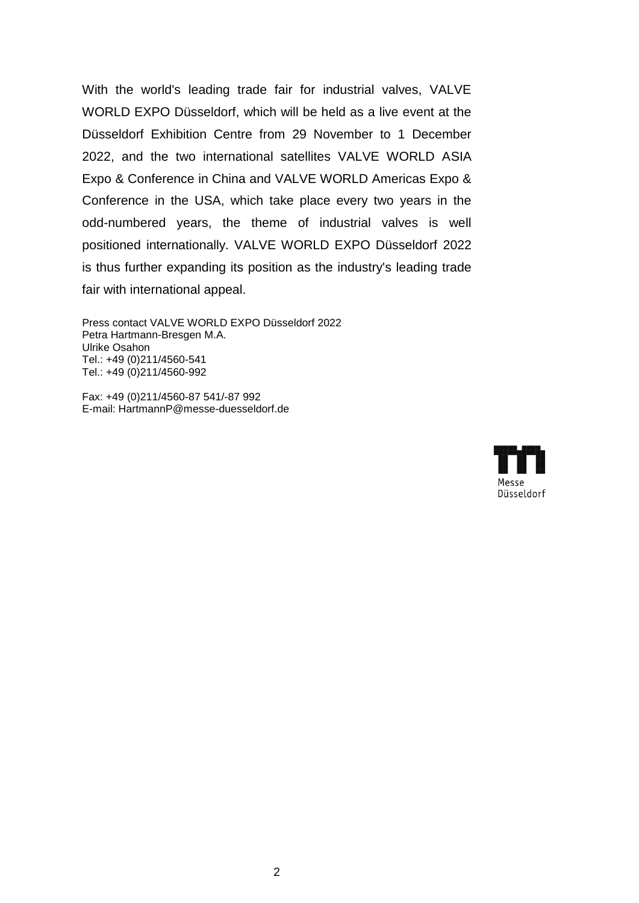With the world's leading trade fair for industrial valves, VALVE WORLD EXPO Düsseldorf, which will be held as a live event at the Düsseldorf Exhibition Centre from 29 November to 1 December 2022, and the two international satellites VALVE WORLD ASIA Expo & Conference in China and VALVE WORLD Americas Expo & Conference in the USA, which take place every two years in the odd-numbered years, the theme of industrial valves is well positioned internationally. VALVE WORLD EXPO Düsseldorf 2022 is thus further expanding its position as the industry's leading trade fair with international appeal.

Press contact VALVE WORLD EXPO Düsseldorf 2022
Petra Hartmann-Bresgen M.A.
Ulrike Osahon
Tel.: +49 (0)211/4560-541
Tel.: +49 (0)211/4560-992

Fax: +49 (0)211/4560-87 541/-87 992
E-mail: HartmannP@messe-duesseldorf.de

Messe
Düsseldorf